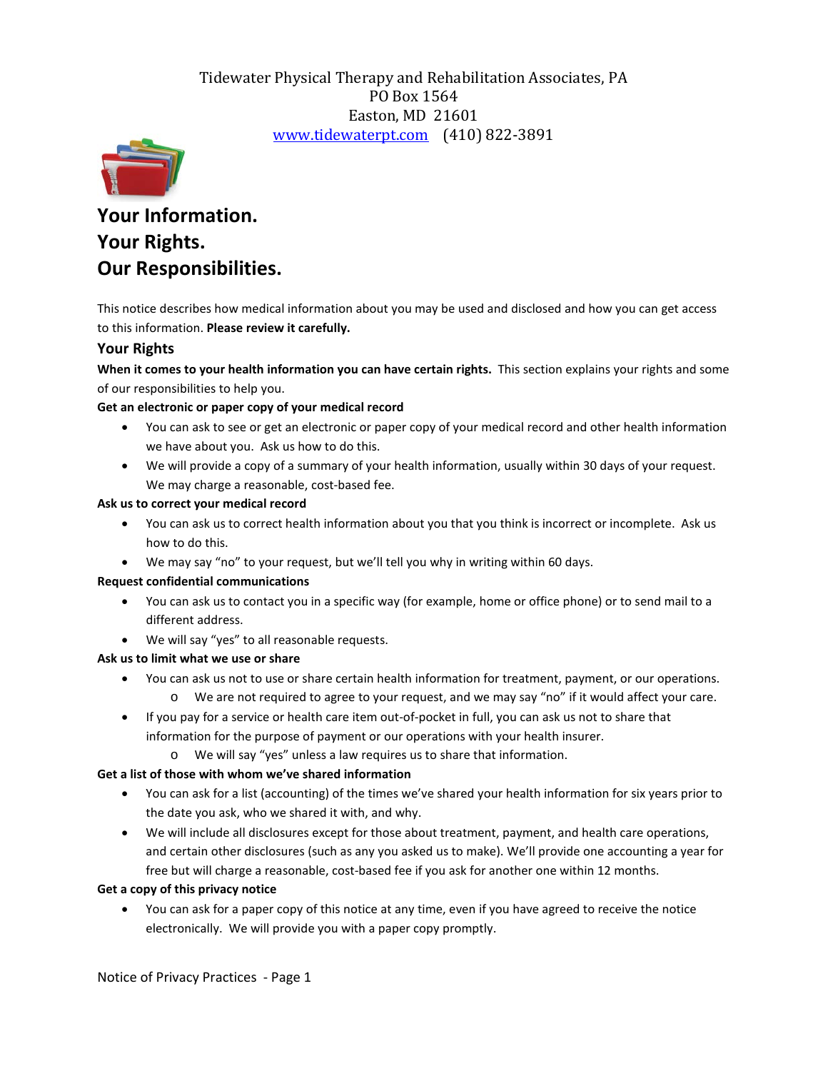Tidewater Physical Therapy and Rehabilitation Associates, PA
PO Box 1564
Easton, MD 21601
www.tidewaterpt.com (410) 822-3891

# Your Information.
# Your Rights.
# Our Responsibilities.

This notice describes how medical information about you may be used and disclosed and how you can get access to this information. **Please review it carefully.**

## Your Rights

**When it comes to your health information you can have certain rights.** This section explains your rights and some of our responsibilities to help you.

**Get an electronic or paper copy of your medical record**

- You can ask to see or get an electronic or paper copy of your medical record and other health information we have about you. Ask us how to do this.
- We will provide a copy of a summary of your health information, usually within 30 days of your request. We may charge a reasonable, cost-based fee.

**Ask us to correct your medical record**

- You can ask us to correct health information about you that you think is incorrect or incomplete. Ask us how to do this.
- We may say "no" to your request, but we'll tell you why in writing within 60 days.

**Request confidential communications**

- You can ask us to contact you in a specific way (for example, home or office phone) or to send mail to a different address.
- We will say "yes" to all reasonable requests.

**Ask us to limit what we use or share**

- You can ask us not to use or share certain health information for treatment, payment, or our operations.
  - We are not required to agree to your request, and we may say "no" if it would affect your care.
- If you pay for a service or health care item out-of-pocket in full, you can ask us not to share that information for the purpose of payment or our operations with your health insurer.
  - We will say "yes" unless a law requires us to share that information.

**Get a list of those with whom we've shared information**

- You can ask for a list (accounting) of the times we've shared your health information for six years prior to the date you ask, who we shared it with, and why.
- We will include all disclosures except for those about treatment, payment, and health care operations, and certain other disclosures (such as any you asked us to make). We'll provide one accounting a year for free but will charge a reasonable, cost-based fee if you ask for another one within 12 months.

**Get a copy of this privacy notice**

- You can ask for a paper copy of this notice at any time, even if you have agreed to receive the notice electronically. We will provide you with a paper copy promptly.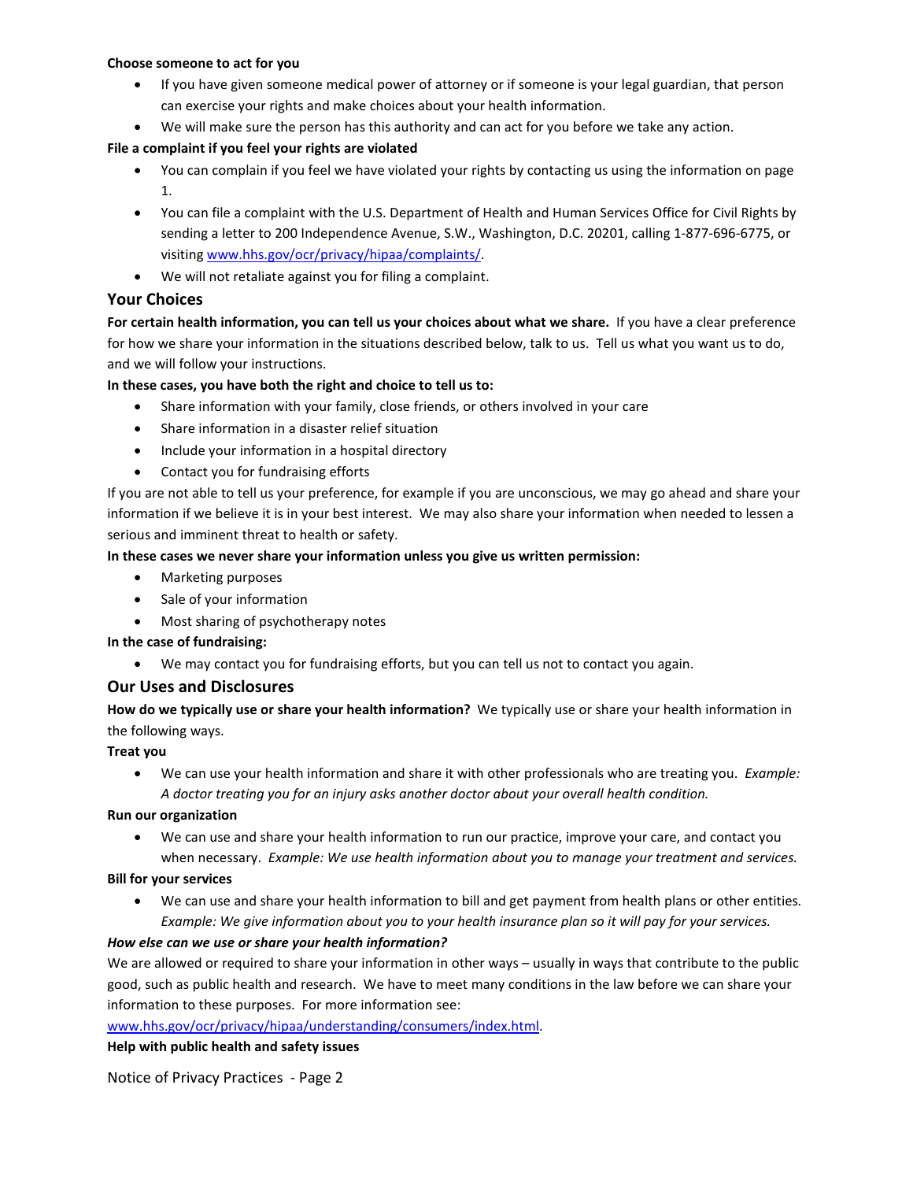**Choose someone to act for you**

- If you have given someone medical power of attorney or if someone is your legal guardian, that person can exercise your rights and make choices about your health information.
- We will make sure the person has this authority and can act for you before we take any action.

**File a complaint if you feel your rights are violated**

- You can complain if you feel we have violated your rights by contacting us using the information on page 1.
- You can file a complaint with the U.S. Department of Health and Human Services Office for Civil Rights by sending a letter to 200 Independence Avenue, S.W., Washington, D.C. 20201, calling 1-877-696-6775, or visiting [www.hhs.gov/ocr/privacy/hipaa/complaints/](www.hhs.gov/ocr/privacy/hipaa/complaints/).
- We will not retaliate against you for filing a complaint.

## Your Choices

**For certain health information, you can tell us your choices about what we share.** If you have a clear preference for how we share your information in the situations described below, talk to us. Tell us what you want us to do, and we will follow your instructions.

**In these cases, you have both the right and choice to tell us to:**

- Share information with your family, close friends, or others involved in your care
- Share information in a disaster relief situation
- Include your information in a hospital directory
- Contact you for fundraising efforts

If you are not able to tell us your preference, for example if you are unconscious, we may go ahead and share your information if we believe it is in your best interest. We may also share your information when needed to lessen a serious and imminent threat to health or safety.

**In these cases we never share your information unless you give us written permission:**

- Marketing purposes
- Sale of your information
- Most sharing of psychotherapy notes

**In the case of fundraising:**

- We may contact you for fundraising efforts, but you can tell us not to contact you again.

## Our Uses and Disclosures

**How do we typically use or share your health information?** We typically use or share your health information in the following ways.

**Treat you**

- We can use your health information and share it with other professionals who are treating you. *Example: A doctor treating you for an injury asks another doctor about your overall health condition.*

**Run our organization**

- We can use and share your health information to run our practice, improve your care, and contact you when necessary. *Example: We use health information about you to manage your treatment and services.*

**Bill for your services**

- We can use and share your health information to bill and get payment from health plans or other entities. *Example: We give information about you to your health insurance plan so it will pay for your services.*

***How else can we use or share your health information?***

We are allowed or required to share your information in other ways – usually in ways that contribute to the public good, such as public health and research. We have to meet many conditions in the law before we can share your information to these purposes. For more information see: [www.hhs.gov/ocr/privacy/hipaa/understanding/consumers/index.html](www.hhs.gov/ocr/privacy/hipaa/understanding/consumers/index.html).

**Help with public health and safety issues**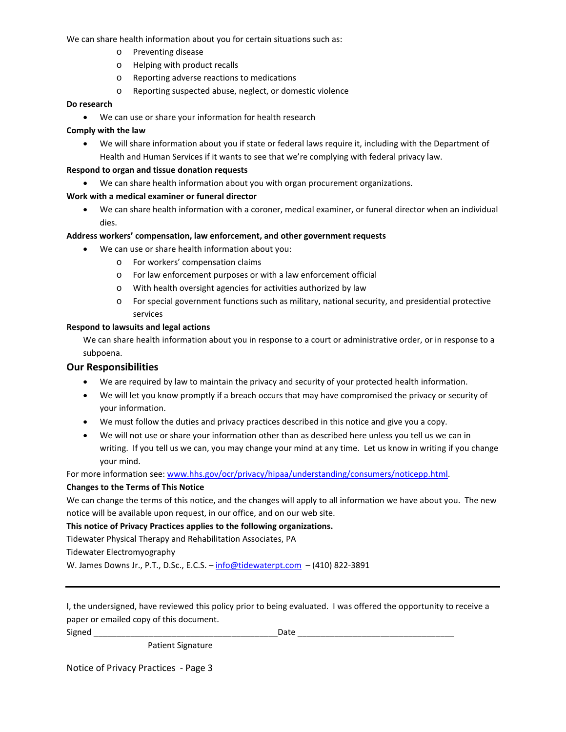We can share health information about you for certain situations such as:

- Preventing disease
- Helping with product recalls
- Reporting adverse reactions to medications
- Reporting suspected abuse, neglect, or domestic violence

**Do research**

- We can use or share your information for health research

**Comply with the law**

- We will share information about you if state or federal laws require it, including with the Department of Health and Human Services if it wants to see that we're complying with federal privacy law.

**Respond to organ and tissue donation requests**

- We can share health information about you with organ procurement organizations.

**Work with a medical examiner or funeral director**

- We can share health information with a coroner, medical examiner, or funeral director when an individual dies.

**Address workers' compensation, law enforcement, and other government requests**

- We can use or share health information about you:
  - For workers' compensation claims
  - For law enforcement purposes or with a law enforcement official
  - With health oversight agencies for activities authorized by law
  - For special government functions such as military, national security, and presidential protective services

**Respond to lawsuits and legal actions**

We can share health information about you in response to a court or administrative order, or in response to a subpoena.

## Our Responsibilities

- We are required by law to maintain the privacy and security of your protected health information.
- We will let you know promptly if a breach occurs that may have compromised the privacy or security of your information.
- We must follow the duties and privacy practices described in this notice and give you a copy.
- We will not use or share your information other than as described here unless you tell us we can in writing. If you tell us we can, you may change your mind at any time. Let us know in writing if you change your mind.

For more information see: www.hhs.gov/ocr/privacy/hipaa/understanding/consumers/noticepp.html.

**Changes to the Terms of This Notice**

We can change the terms of this notice, and the changes will apply to all information we have about you. The new notice will be available upon request, in our office, and on our web site.

**This notice of Privacy Practices applies to the following organizations.**

Tidewater Physical Therapy and Rehabilitation Associates, PA

Tidewater Electromyography

W. James Downs Jr., P.T., D.Sc., E.C.S. – info@tidewaterpt.com – (410) 822-3891

---

I, the undersigned, have reviewed this policy prior to being evaluated. I was offered the opportunity to receive a paper or emailed copy of this document.

Signed ________________________________________Date ___________________________________

Patient Signature

Notice of Privacy Practices - Page 3